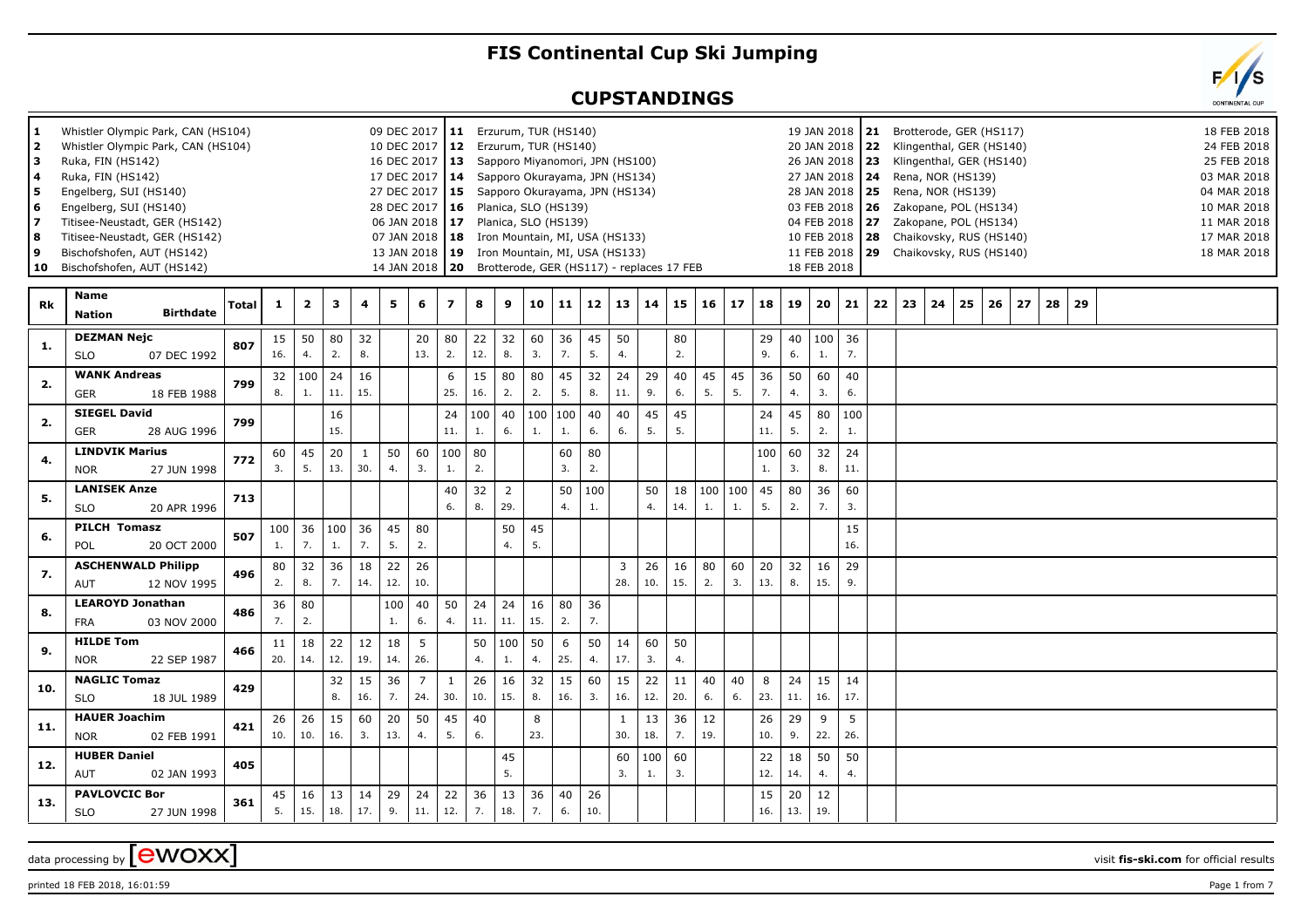# FIS Continental Cup Ski Jumping

## CUPSTANDINGS

| # | Venue | Date | # | Venue | Date | # | Venue | Date |
|---|---|---|---|---|---|---|---|---|
| 1 | Whistler Olympic Park, CAN (HS104) | 09 DEC 2017 | 11 | Erzurum, TUR (HS140) | 19 JAN 2018 | 21 | Brotterode, GER (HS117) | 18 FEB 2018 |
| 2 | Whistler Olympic Park, CAN (HS104) | 10 DEC 2017 | 12 | Erzurum, TUR (HS140) | 20 JAN 2018 | 22 | Klingenthal, GER (HS140) | 24 FEB 2018 |
| 3 | Ruka, FIN (HS142) | 16 DEC 2017 | 13 | Sapporo Miyanomori, JPN (HS100) | 26 JAN 2018 | 23 | Klingenthal, GER (HS140) | 25 FEB 2018 |
| 4 | Ruka, FIN (HS142) | 17 DEC 2017 | 14 | Sapporo Okurayama, JPN (HS134) | 27 JAN 2018 | 24 | Rena, NOR (HS139) | 03 MAR 2018 |
| 5 | Engelberg, SUI (HS140) | 27 DEC 2017 | 15 | Sapporo Okurayama, JPN (HS134) | 28 JAN 2018 | 25 | Rena, NOR (HS139) | 04 MAR 2018 |
| 6 | Engelberg, SUI (HS140) | 28 DEC 2017 | 16 | Planica, SLO (HS139) | 03 FEB 2018 | 26 | Zakopane, POL (HS134) | 10 MAR 2018 |
| 7 | Titisee-Neustadt, GER (HS142) | 06 JAN 2018 | 17 | Planica, SLO (HS139) | 04 FEB 2018 | 27 | Zakopane, POL (HS134) | 11 MAR 2018 |
| 8 | Titisee-Neustadt, GER (HS142) | 07 JAN 2018 | 18 | Iron Mountain, MI, USA (HS133) | 10 FEB 2018 | 28 | Chaikovsky, RUS (HS140) | 17 MAR 2018 |
| 9 | Bischofshofen, AUT (HS142) | 13 JAN 2018 | 19 | Iron Mountain, MI, USA (HS133) | 11 FEB 2018 | 29 | Chaikovsky, RUS (HS140) | 18 MAR 2018 |
| 10 | Bischofshofen, AUT (HS142) | 14 JAN 2018 | 20 | Brotterode, GER (HS117) - replaces 17 FEB | 18 FEB 2018 | | | |

| Rk | Name / Nation / Birthdate | Total | 1 | 2 | 3 | 4 | 5 | 6 | 7 | 8 | 9 | 10 | 11 | 12 | 13 | 14 | 15 | 16 | 17 | 18 | 19 | 20 | 21 | 22 | 23 | 24 | 25 | 26 | 27 | 28 | 29 |
|---|---|---|---|---|---|---|---|---|---|---|---|---|---|---|---|---|---|---|---|---|---|---|---|---|---|---|---|---|---|---|---|
| 1. | DEZMAN Nejc SLO 07 DEC 1992 | 807 | 15 16. | 50 4. | 80 2. | 32 8. | | 20 13. | 80 2. | 22 12. | 32 8. | 60 3. | 36 7. | 45 5. | 50 4. | | 80 2. | | | 29 9. | 40 6. | 100 1. | 36 7. | | | | | | | | |
| 2. | WANK Andreas GER 18 FEB 1988 | 799 | 32 8. | 100 1. | 24 11. | 16 15. | | | 6 25. | 15 16. | 80 2. | 80 2. | 45 5. | 32 8. | 24 11. | 29 9. | 40 6. | 45 5. | 45 5. | 36 7. | 50 4. | 60 3. | 40 6. | | | | | | | | |
| 2. | SIEGEL David GER 28 AUG 1996 | 799 | | | 16 15. | | | | 24 11. | 100 1. | 40 6. | 100 1. | 100 1. | 40 6. | 40 6. | 45 5. | 45 5. | | | 24 11. | 45 5. | 80 2. | 100 1. | | | | | | | | |
| 4. | LINDVIK Marius NOR 27 JUN 1998 | 772 | 60 3. | 45 5. | 20 13. | 1 30. | 50 4. | 60 3. | 100 1. | 80 2. | | | 60 3. | 80 2. | | | | | | 100 1. | 60 3. | 32 8. | 24 11. | | | | | | | | |
| 5. | LANISEK Anze SLO 20 APR 1996 | 713 | | | | | | | 40 6. | 32 8. | 2 29. | | 50 4. | 100 1. | | 50 4. | 18 14. | 100 1. | 100 1. | 45 5. | 80 2. | 36 7. | 60 3. | | | | | | | | |
| 6. | PILCH Tomasz POL 20 OCT 2000 | 507 | 100 1. | 36 7. | 100 1. | 36 7. | 45 5. | 80 2. | | | 50 4. | 45 5. | | | | | | | | | | | 15 16. | | | | | | | | |
| 7. | ASCHENWALD Philipp AUT 12 NOV 1995 | 496 | 80 2. | 32 8. | 36 7. | 18 14. | 22 12. | 26 10. | | | | | | | 3 28. | 26 10. | 16 15. | 80 2. | 60 3. | 20 13. | 32 8. | 16 15. | 29 9. | | | | | | | | |
| 8. | LEAROYD Jonathan FRA 03 NOV 2000 | 486 | 36 7. | 80 2. | | | 100 1. | 40 6. | 50 4. | 24 11. | 24 11. | 16 15. | 80 2. | 36 7. | | | | | | | | | | | | | | | | | |
| 9. | HILDE Tom NOR 22 SEP 1987 | 466 | 11 20. | 18 14. | 22 12. | 12 19. | 18 14. | 5 26. | | 50 4. | 100 1. | 50 4. | 6 25. | 50 4. | 14 17. | 60 3. | 50 4. | | | | | | | | | | | | | | |
| 10. | NAGLIC Tomaz SLO 18 JUL 1989 | 429 | | | 32 8. | 15 16. | 36 7. | 7 24. | 1 30. | 26 10. | 16 15. | 32 8. | 15 16. | 60 3. | 15 16. | 22 12. | 11 20. | 40 6. | 40 6. | 8 23. | 24 11. | 15 16. | 14 17. | | | | | | | | |
| 11. | HAUER Joachim NOR 02 FEB 1991 | 421 | 26 10. | 26 10. | 15 16. | 60 3. | 20 13. | 50 4. | 45 5. | 40 6. | | 8 23. | | | 1 30. | 13 18. | 36 7. | 12 19. | | 26 10. | 29 9. | 9 22. | 5 26. | | | | | | | | |
| 12. | HUBER Daniel AUT 02 JAN 1993 | 405 | | | | | | | | | 45 5. | | | | 60 3. | 100 1. | 60 3. | | | 22 12. | 18 14. | 50 4. | 50 4. | | | | | | | | |
| 13. | PAVLOVCIC Bor SLO 27 JUN 1998 | 361 | 45 5. | 16 15. | 13 18. | 14 17. | 29 9. | 24 11. | 22 12. | 36 7. | 13 18. | 36 7. | 40 6. | 26 10. | | | | | | 15 16. | 20 13. | 12 19. | | | | | | | | | |

data processing by [ewoxx]

visit **fis-ski.com** for official results

printed 18 FEB 2018, 16:01:59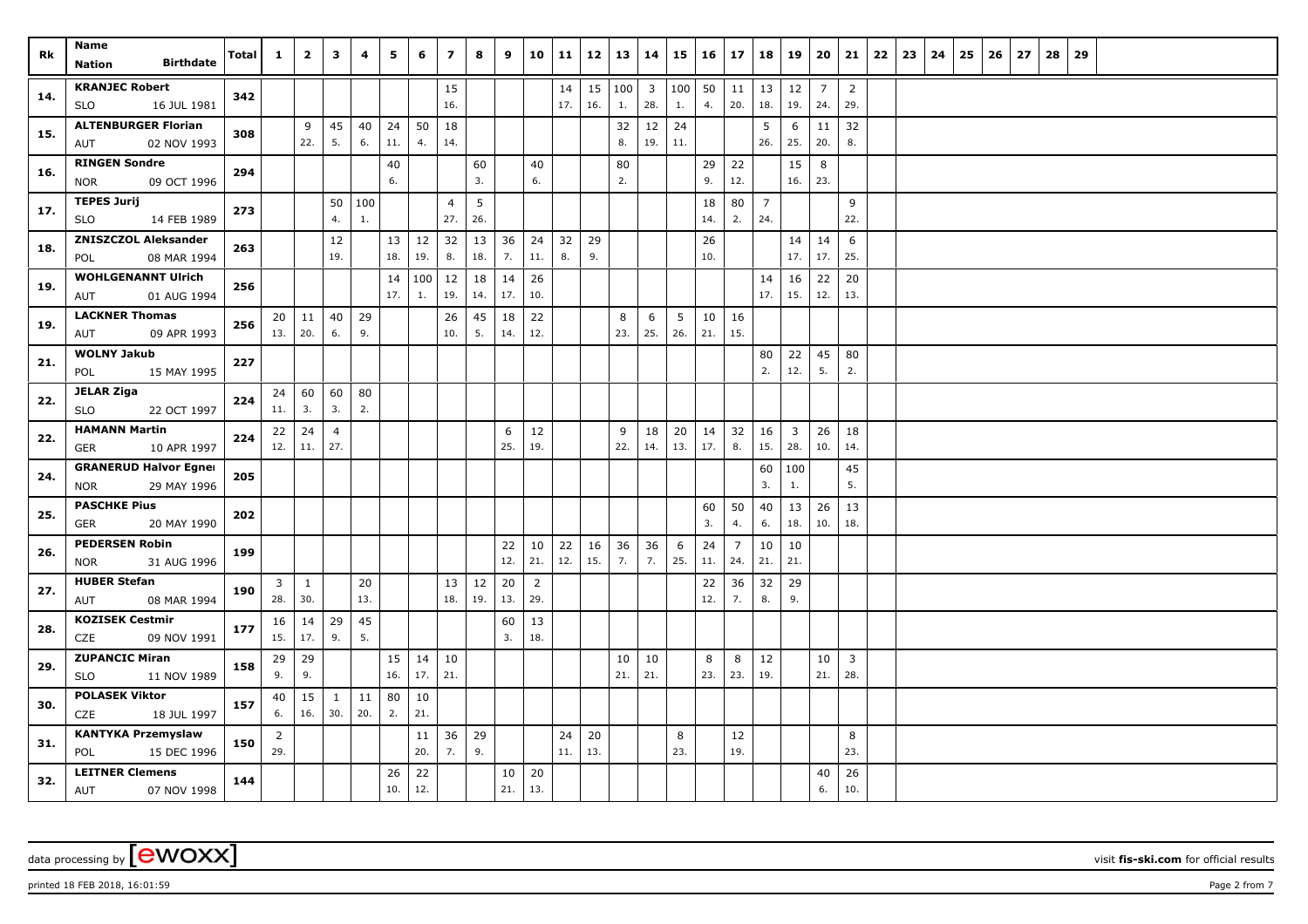| Rk | Name<br>Nation Birthdate | Total | 1 | 2 | 3 | 4 | 5 | 6 | 7 | 8 | 9 | 10 | 11 | 12 | 13 | 14 | 15 | 16 | 17 | 18 | 19 | 20 | 21 | 22 | 23 | 24 | 25 | 26 | 27 | 28 | 29 |
|---|---|---|---|---|---|---|---|---|---|---|---|---|---|---|---|---|---|---|---|---|---|---|---|---|---|---|---|---|---|---|---|
| 14. | **KRANJEC Robert**<br>SLO 16 JUL 1981 | 342 | | | | | | | 15<br>16. | | | | 14<br>17. | 15<br>16. | 100<br>1. | 3<br>28. | 100<br>1. | 50<br>4. | 11<br>20. | 13<br>18. | 12<br>19. | 7<br>24. | 2<br>29. | | | | | | | | |
| 15. | **ALTENBURGER Florian**<br>AUT 02 NOV 1993 | 308 | | 9<br>22. | 45<br>5. | 40<br>6. | 24<br>11. | 50<br>4. | 18<br>14. | | | | | | 32<br>8. | 12<br>19. | 24<br>11. | | | 5<br>26. | 6<br>25. | 11<br>20. | 32<br>8. | | | | | | | | |
| 16. | **RINGEN Sondre**<br>NOR 09 OCT 1996 | 294 | | | | | 40<br>6. | | | 60<br>3. | | 40<br>6. | | | 80<br>2. | | | 29<br>9. | 22<br>12. | | 15<br>16. | 8<br>23. | | | | | | | | | |
| 17. | **TEPES Jurij**<br>SLO 14 FEB 1989 | 273 | | | 50<br>4. | 100<br>1. | | | 4<br>27. | 5<br>26. | | | | | | | | 18<br>14. | 80<br>2. | 7<br>24. | | | 9<br>22. | | | | | | | | |
| 18. | **ZNISZCZOL Aleksander**<br>POL 08 MAR 1994 | 263 | | | 12<br>19. | | 13<br>18. | 12<br>19. | 32<br>8. | 13<br>18. | 36<br>7. | 24<br>11. | 32<br>8. | 29<br>9. | | | | 26<br>10. | | | 14<br>17. | 14<br>17. | 6<br>25. | | | | | | | | |
| 19. | **WOHLGENANNT Ulrich**<br>AUT 01 AUG 1994 | 256 | | | | | 14<br>17. | 100<br>1. | 12<br>19. | 18<br>14. | 14<br>17. | 26<br>10. | | | | | | | | 14<br>17. | 16<br>15. | 22<br>12. | 20<br>13. | | | | | | | | |
| 19. | **LACKNER Thomas**<br>AUT 09 APR 1993 | 256 | 20<br>13. | 11<br>20. | 40<br>6. | 29<br>9. | | | 26<br>10. | 45<br>5. | 18<br>14. | 22<br>12. | | | 8<br>23. | 6<br>25. | 5<br>26. | 10<br>21. | 16<br>15. | | | | | | | | | | | | |
| 21. | **WOLNY Jakub**<br>POL 15 MAY 1995 | 227 | | | | | | | | | | | | | | | | | | 80<br>2. | 22<br>12. | 45<br>5. | 80<br>2. | | | | | | | | |
| 22. | **JELAR Ziga**<br>SLO 22 OCT 1997 | 224 | 24<br>11. | 60<br>3. | 60<br>3. | 80<br>2. | | | | | | | | | | | | | | | | | | | | | | | | | |
| 22. | **HAMANN Martin**<br>GER 10 APR 1997 | 224 | 22<br>12. | 24<br>11. | 4<br>27. | | | | | | 6<br>25. | 12<br>19. | | | 9<br>22. | 18<br>14. | 20<br>13. | 14<br>17. | 32<br>8. | 16<br>15. | 3<br>28. | 26<br>10. | 18<br>14. | | | | | | | | |
| 24. | **GRANERUD Halvor Egner**<br>NOR 29 MAY 1996 | 205 | | | | | | | | | | | | | | | | | | 60<br>3. | 100<br>1. | | 45<br>5. | | | | | | | | |
| 25. | **PASCHKE Pius**<br>GER 20 MAY 1990 | 202 | | | | | | | | | | | | | | | | 60<br>3. | 50<br>4. | 40<br>6. | 13<br>18. | 26<br>10. | 13<br>18. | | | | | | | | |
| 26. | **PEDERSEN Robin**<br>NOR 31 AUG 1996 | 199 | | | | | | | | | 22<br>12. | 10<br>21. | 22<br>12. | 16<br>15. | 36<br>7. | 36<br>7. | 6<br>25. | 24<br>11. | 7<br>24. | 10<br>21. | 10<br>21. | | | | | | | | | | |
| 27. | **HUBER Stefan**<br>AUT 08 MAR 1994 | 190 | 3<br>28. | 1<br>30. | | 20<br>13. | | | 13<br>18. | 12<br>19. | 20<br>13. | 2<br>29. | | | | | | 22<br>12. | 36<br>7. | 32<br>8. | 29<br>9. | | | | | | | | | | |
| 28. | **KOZISEK Cestmir**<br>CZE 09 NOV 1991 | 177 | 16<br>15. | 14<br>17. | 29<br>9. | 45<br>5. | | | | | 60<br>3. | 13<br>18. | | | | | | | | | | | | | | | | | | | |
| 29. | **ZUPANCIC Miran**<br>SLO 11 NOV 1989 | 158 | 29<br>9. | 29<br>9. | | | 15<br>16. | 14<br>17. | 10<br>21. | | | | | | 10<br>21. | 10<br>21. | | 8<br>23. | 8<br>23. | 12<br>19. | | 10<br>21. | 3<br>28. | | | | | | | | |
| 30. | **POLASEK Viktor**<br>CZE 18 JUL 1997 | 157 | 40<br>6. | 15<br>16. | 1<br>30. | 11<br>20. | 80<br>2. | 10<br>21. | | | | | | | | | | | | | | | | | | | | | | | |
| 31. | **KANTYKA Przemyslaw**<br>POL 15 DEC 1996 | 150 | 2<br>29. | | | | | 11<br>20. | 36<br>7. | 29<br>9. | | | 24<br>11. | 20<br>13. | | | 8<br>23. | | 12<br>19. | | | | 8<br>23. | | | | | | | | |
| 32. | **LEITNER Clemens**<br>AUT 07 NOV 1998 | 144 | | | | | 26<br>10. | 22<br>12. | | | 10<br>21. | 20<br>13. | | | | | | | | | | 40<br>6. | 26<br>10. | | | | | | | | |

data processing by [ewoxx] visit fis-ski.com for official results

printed 18 FEB 2018, 16:01:59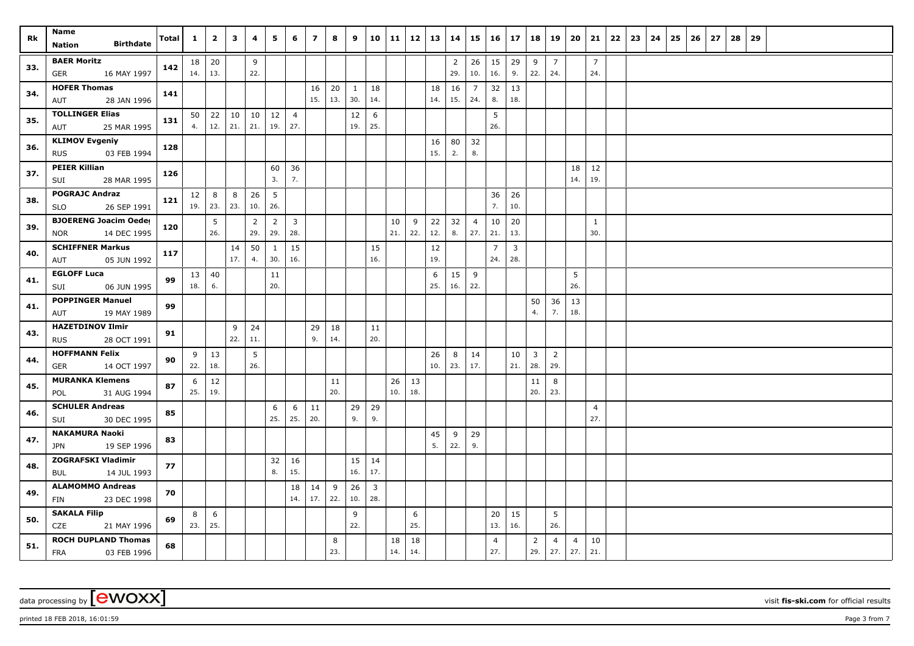| Rk | Name<br>Nation Birthdate | Total | 1 | 2 | 3 | 4 | 5 | 6 | 7 | 8 | 9 | 10 | 11 | 12 | 13 | 14 | 15 | 16 | 17 | 18 | 19 | 20 | 21 | 22 | 23 | 24 | 25 | 26 | 27 | 28 | 29 |
|---|---|---|---|---|---|---|---|---|---|---|---|---|---|---|---|---|---|---|---|---|---|---|---|---|---|---|---|---|---|---|---|
| 33. | **BAER Moritz**<br>GER 16 MAY 1997 | 142 | 18<br>14. | 20<br>13. | | 9<br>22. | | | | | | | | | | 2<br>29. | 26<br>10. | 15<br>16. | 29<br>9. | 9<br>22. | 7<br>24. | | 7<br>24. | | | | | | | | |
| 34. | **HOFER Thomas**<br>AUT 28 JAN 1996 | 141 | | | | | | | 16<br>15. | 20<br>13. | 1<br>30. | 18<br>14. | | | 18<br>14. | 16<br>15. | 7<br>24. | 32<br>8. | 13<br>18. | | | | | | | | | | | | |
| 35. | **TOLLINGER Elias**<br>AUT 25 MAR 1995 | 131 | 50<br>4. | 22<br>12. | 10<br>21. | 10<br>21. | 12<br>19. | 4<br>27. | | | 12<br>19. | 6<br>25. | | | | | | 5<br>26. | | | | | | | | | | | | | |
| 36. | **KLIMOV Evgeniy**<br>RUS 03 FEB 1994 | 128 | | | | | | | | | | | | | 16<br>15. | 80<br>2. | 32<br>8. | | | | | | | | | | | | | | |
| 37. | **PEIER Killian**<br>SUI 28 MAR 1995 | 126 | | | | | 60<br>3. | 36<br>7. | | | | | | | | | | | | | | 18<br>14. | 12<br>19. | | | | | | | | |
| 38. | **POGRAJC Andraz**<br>SLO 26 SEP 1991 | 121 | 12<br>19. | 8<br>23. | 8<br>23. | 26<br>10. | 5<br>26. | | | | | | | | | | | 36<br>7. | 26<br>10. | | | | | | | | | | | | |
| 39. | **BJOERENG Joacim Oedeg**<br>NOR 14 DEC 1995 | 120 | | 5<br>26. | | 2<br>29. | 2<br>29. | 3<br>28. | | | | | 10<br>21. | 9<br>22. | 22<br>12. | 32<br>8. | 4<br>27. | 10<br>21. | 20<br>13. | | | | 1<br>30. | | | | | | | | |
| 40. | **SCHIFFNER Markus**<br>AUT 05 JUN 1992 | 117 | | | 14<br>17. | 50<br>4. | 1<br>30. | 15<br>16. | | | | 15<br>16. | | | 12<br>19. | | | 7<br>24. | 3<br>28. | | | | | | | | | | | | |
| 41. | **EGLOFF Luca**<br>SUI 06 JUN 1995 | 99 | 13<br>18. | 40<br>6. | | | 11<br>20. | | | | | | | | 6<br>25. | 15<br>16. | 9<br>22. | | | | | 5<br>26. | | | | | | | | | |
| 41. | **POPPINGER Manuel**<br>AUT 19 MAY 1989 | 99 | | | | | | | | | | | | | | | | | | 50<br>4. | 36<br>7. | 13<br>18. | | | | | | | | | |
| 43. | **HAZETDINOV Ilmir**<br>RUS 28 OCT 1991 | 91 | | | 9<br>22. | 24<br>11. | | | 29<br>9. | 18<br>14. | | 11<br>20. | | | | | | | | | | | | | | | | | | | |
| 44. | **HOFFMANN Felix**<br>GER 14 OCT 1997 | 90 | 9<br>22. | 13<br>18. | | 5<br>26. | | | | | | | | | 26<br>10. | 8<br>23. | 14<br>17. | | 10<br>21. | 3<br>28. | 2<br>29. | | | | | | | | | | |
| 45. | **MURANKA Klemens**<br>POL 31 AUG 1994 | 87 | 6<br>25. | 12<br>19. | | | | | | 11<br>20. | | | 26<br>10. | 13<br>18. | | | | | | 11<br>20. | 8<br>23. | | | | | | | | | | |
| 46. | **SCHULER Andreas**<br>SUI 30 DEC 1995 | 85 | | | | | 6<br>25. | 6<br>25. | 11<br>20. | | 29<br>9. | 29<br>9. | | | | | | | | | | | 4<br>27. | | | | | | | | |
| 47. | **NAKAMURA Naoki**<br>JPN 19 SEP 1996 | 83 | | | | | | | | | | | | | 45<br>5. | 9<br>22. | 29<br>9. | | | | | | | | | | | | | | |
| 48. | **ZOGRAFSKI Vladimir**<br>BUL 14 JUL 1993 | 77 | | | | | 32<br>8. | 16<br>15. | | | 15<br>16. | 14<br>17. | | | | | | | | | | | | | | | | | | | |
| 49. | **ALAMOMMO Andreas**<br>FIN 23 DEC 1998 | 70 | | | | | | 18<br>14. | 14<br>17. | 9<br>22. | 26<br>10. | 3<br>28. | | | | | | | | | | | | | | | | | | | |
| 50. | **SAKALA Filip**<br>CZE 21 MAY 1996 | 69 | 8<br>23. | 6<br>25. | | | | | | | 9<br>22. | | | 6<br>25. | | | | 20<br>13. | 15<br>16. | | 5<br>26. | | | | | | | | | | |
| 51. | **ROCH DUPLAND Thomas**<br>FRA 03 FEB 1996 | 68 | | | | | | | | 8<br>23. | | | 18<br>14. | 18<br>14. | | | | 4<br>27. | | 2<br>29. | 4<br>27. | 4<br>27. | 10<br>21. | | | | | | | | |

data processing by [ewoxx] visit **fis-ski.com** for official results

printed 18 FEB 2018, 16:01:59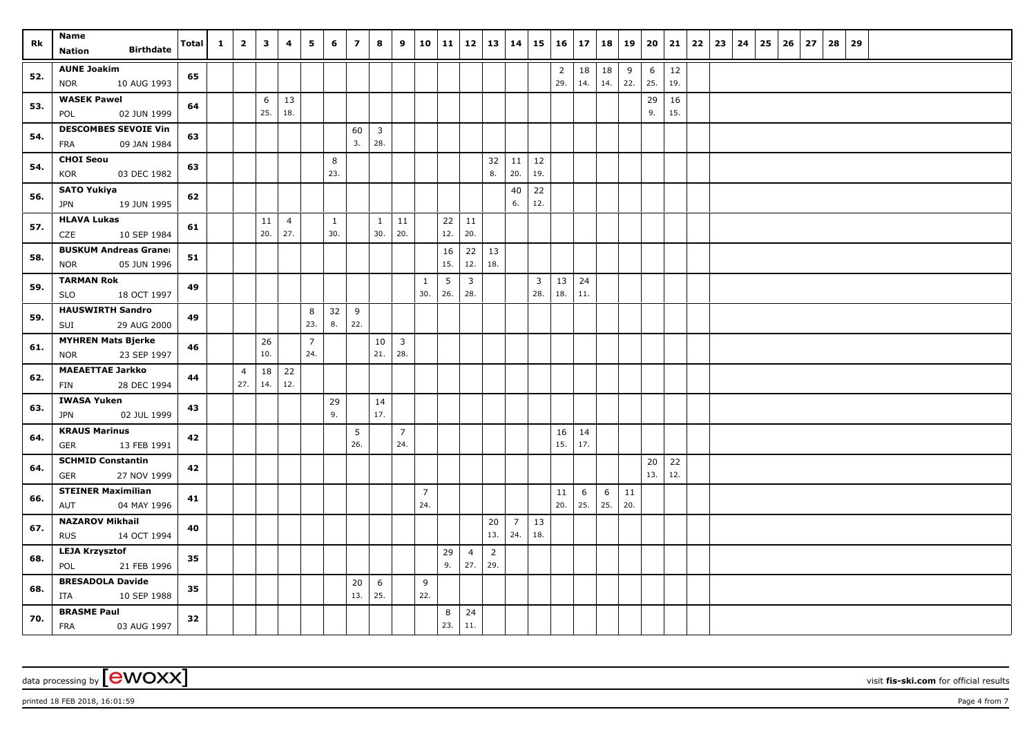| Rk | Name<br>Nation Birthdate | Total | 1 | 2 | 3 | 4 | 5 | 6 | 7 | 8 | 9 | 10 | 11 | 12 | 13 | 14 | 15 | 16 | 17 | 18 | 19 | 20 | 21 | 22 | 23 | 24 | 25 | 26 | 27 | 28 | 29 |
|---|---|---|---|---|---|---|---|---|---|---|---|---|---|---|---|---|---|---|---|---|---|---|---|---|---|---|---|---|---|---|---|
| 52. | **AUNE Joakim**<br>NOR 10 AUG 1993 | 65 | | | | | | | | | | | | | | | | 2<br>29. | 18<br>14. | 18<br>14. | 9<br>22. | 6<br>25. | 12<br>19. | | | | | | | | |
| 53. | **WASEK Pawel**<br>POL 02 JUN 1999 | 64 | | | 6<br>25. | 13<br>18. | | | | | | | | | | | | | | | | 29<br>9. | 16<br>15. | | | | | | | | |
| 54. | **DESCOMBES SEVOIE Vin**<br>FRA 09 JAN 1984 | 63 | | | | | | | 60<br>3. | 3<br>28. | | | | | | | | | | | | | | | | | | | | | |
| 54. | **CHOI Seou**<br>KOR 03 DEC 1982 | 63 | | | | | | 8<br>23. | | | | | | | 32<br>8. | 11<br>20. | 12<br>19. | | | | | | | | | | | | | | |
| 56. | **SATO Yukiya**<br>JPN 19 JUN 1995 | 62 | | | | | | | | | | | | | | 40<br>6. | 22<br>12. | | | | | | | | | | | | | | |
| 57. | **HLAVA Lukas**<br>CZE 10 SEP 1984 | 61 | | | 11<br>20. | 4<br>27. | | 1<br>30. | | 1<br>30. | 11<br>20. | | 22<br>12. | 11<br>20. | | | | | | | | | | | | | | | | | |
| 58. | **BUSKUM Andreas Granei**<br>NOR 05 JUN 1996 | 51 | | | | | | | | | | | 16<br>15. | 22<br>12. | 13<br>18. | | | | | | | | | | | | | | | | |
| 59. | **TARMAN Rok**<br>SLO 18 OCT 1997 | 49 | | | | | | | | | | 1<br>30. | 5<br>26. | 3<br>28. | | | 3<br>28. | 13<br>18. | 24<br>11. | | | | | | | | | | | | |
| 59. | **HAUSWIRTH Sandro**<br>SUI 29 AUG 2000 | 49 | | | | | 8<br>23. | 32<br>8. | 9<br>22. | | | | | | | | | | | | | | | | | | | | | | |
| 61. | **MYHREN Mats Bjerke**<br>NOR 23 SEP 1997 | 46 | | | 26<br>10. | | 7<br>24. | | | 10<br>21. | 3<br>28. | | | | | | | | | | | | | | | | | | | | |
| 62. | **MAEAETTAE Jarkko**<br>FIN 28 DEC 1994 | 44 | | 4<br>27. | 18<br>14. | 22<br>12. | | | | | | | | | | | | | | | | | | | | | | | | | |
| 63. | **IWASA Yuken**<br>JPN 02 JUL 1999 | 43 | | | | | | 29<br>9. | | 14<br>17. | | | | | | | | | | | | | | | | | | | | | |
| 64. | **KRAUS Marinus**<br>GER 13 FEB 1991 | 42 | | | | | | | 5<br>26. | | 7<br>24. | | | | | | | 16<br>15. | 14<br>17. | | | | | | | | | | | | |
| 64. | **SCHMID Constantin**<br>GER 27 NOV 1999 | 42 | | | | | | | | | | | | | | | | | | | | 20<br>13. | 22<br>12. | | | | | | | | |
| 66. | **STEINER Maximilian**<br>AUT 04 MAY 1996 | 41 | | | | | | | | | | 7<br>24. | | | | | | 11<br>20. | 6<br>25. | 6<br>25. | 11<br>20. | | | | | | | | | | |
| 67. | **NAZAROV Mikhail**<br>RUS 14 OCT 1994 | 40 | | | | | | | | | | | | | 20<br>13. | 7<br>24. | 13<br>18. | | | | | | | | | | | | | | |
| 68. | **LEJA Krzysztof**<br>POL 21 FEB 1996 | 35 | | | | | | | | | | | 29<br>9. | 4<br>27. | 2<br>29. | | | | | | | | | | | | | | | | |
| 68. | **BRESADOLA Davide**<br>ITA 10 SEP 1988 | 35 | | | | | | | 20<br>13. | 6<br>25. | | 9<br>22. | | | | | | | | | | | | | | | | | | | |
| 70. | **BRASME Paul**<br>FRA 03 AUG 1997 | 32 | | | | | | | | | | | 8<br>23. | 24<br>11. | | | | | | | | | | | | | | | | | |

data processing by [ewoxx] visit **fis-ski.com** for official results

printed 18 FEB 2018, 16:01:59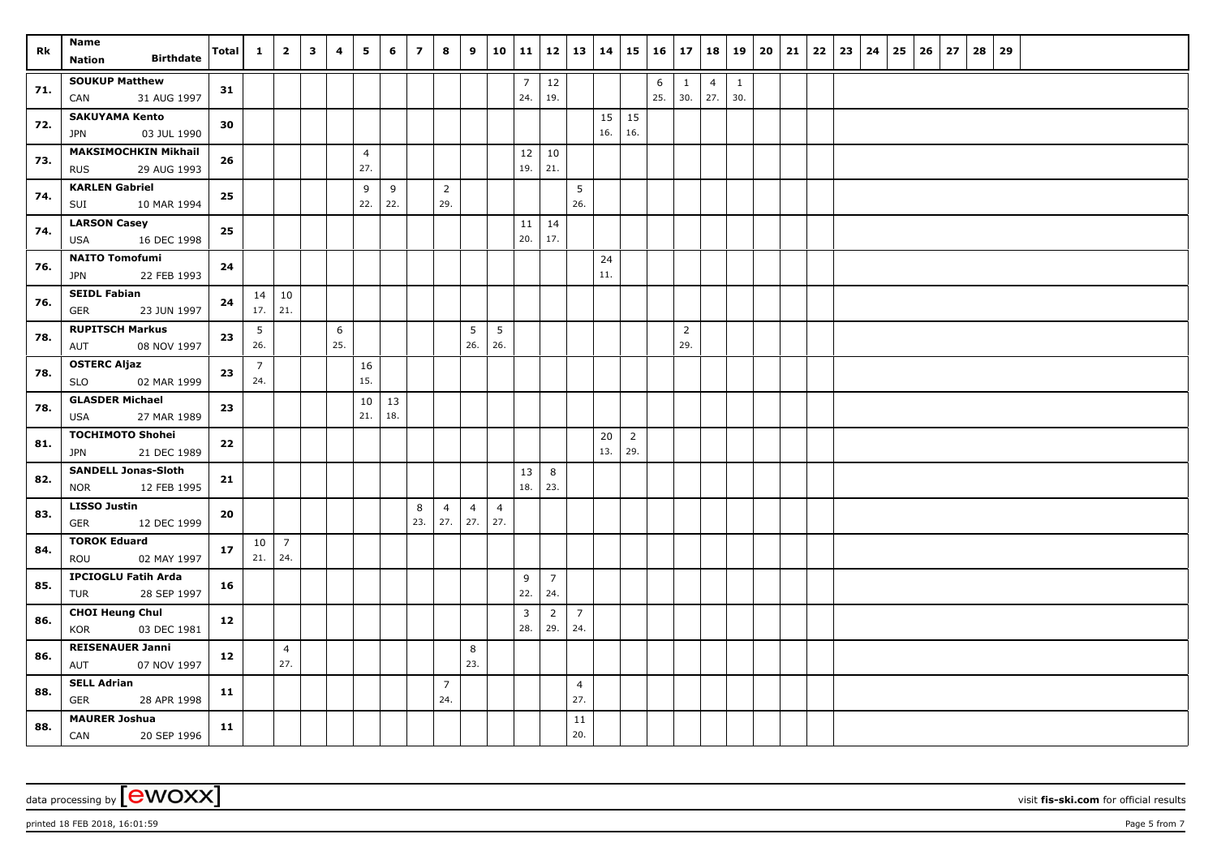| Rk | Name Nation Birthdate | Total | 1 | 2 | 3 | 4 | 5 | 6 | 7 | 8 | 9 | 10 | 11 | 12 | 13 | 14 | 15 | 16 | 17 | 18 | 19 | 20 | 21 | 22 | 23 | 24 | 25 | 26 | 27 | 28 | 29 |
|---|---|---|---|---|---|---|---|---|---|---|---|---|---|---|---|---|---|---|---|---|---|---|---|---|---|---|---|---|---|---|---|
| 71. | SOUKUP Matthew CAN 31 AUG 1997 | 31 | | | | | | | | | | | 7 24. | 12 19. | | | | 6 25. | 1 30. | 4 27. | 1 30. | | | | | | | | | | |
| 72. | SAKUYAMA Kento JPN 03 JUL 1990 | 30 | | | | | | | | | | | | | | 15 16. | 15 16. | | | | | | | | | | | | | | |
| 73. | MAKSIMOCHKIN Mikhail RUS 29 AUG 1993 | 26 | | | | | 4 27. | | | | | | 12 19. | 10 21. | | | | | | | | | | | | | | | | | |
| 74. | KARLEN Gabriel SUI 10 MAR 1994 | 25 | | | | | 9 22. | 9 22. | | 2 29. | | | | | 5 26. | | | | | | | | | | | | | | | | |
| 74. | LARSON Casey USA 16 DEC 1998 | 25 | | | | | | | | | | | 11 20. | 14 17. | | | | | | | | | | | | | | | | | |
| 76. | NAITO Tomofumi JPN 22 FEB 1993 | 24 | | | | | | | | | | | | | | 24 11. | | | | | | | | | | | | | | | |
| 76. | SEIDL Fabian GER 23 JUN 1997 | 24 | 14 17. | 10 21. | | | | | | | | | | | | | | | | | | | | | | | | | | | |
| 78. | RUPITSCH Markus AUT 08 NOV 1997 | 23 | 5 26. | | | 6 25. | | | | | 5 26. | 5 26. | | | | | | | 2 29. | | | | | | | | | | | | |
| 78. | OSTERC Aljaz SLO 02 MAR 1999 | 23 | 7 24. | | | | 16 15. | | | | | | | | | | | | | | | | | | | | | | | | |
| 78. | GLASDER Michael USA 27 MAR 1989 | 23 | | | | | 10 21. | 13 18. | | | | | | | | | | | | | | | | | | | | | | | |
| 81. | TOCHIMOTO Shohei JPN 21 DEC 1989 | 22 | | | | | | | | | | | | | | 20 13. | 2 29. | | | | | | | | | | | | | | |
| 82. | SANDELL Jonas-Sloth NOR 12 FEB 1995 | 21 | | | | | | | | | | | 13 18. | 8 23. | | | | | | | | | | | | | | | | | |
| 83. | LISSO Justin GER 12 DEC 1999 | 20 | | | | | | | 8 23. | 4 27. | 4 27. | 4 27. | | | | | | | | | | | | | | | | | | | |
| 84. | TOROK Eduard ROU 02 MAY 1997 | 17 | 10 21. | 7 24. | | | | | | | | | | | | | | | | | | | | | | | | | | | |
| 85. | IPCIOGLU Fatih Arda TUR 28 SEP 1997 | 16 | | | | | | | | | | | 9 22. | 7 24. | | | | | | | | | | | | | | | | | |
| 86. | CHOI Heung Chul KOR 03 DEC 1981 | 12 | | | | | | | | | | | 3 28. | 2 29. | 7 24. | | | | | | | | | | | | | | | | |
| 86. | REISENAUER Janni AUT 07 NOV 1997 | 12 | | 4 27. | | | | | | | 8 23. | | | | | | | | | | | | | | | | | | | | |
| 88. | SELL Adrian GER 28 APR 1998 | 11 | | | | | | | | 7 24. | | | | | 4 27. | | | | | | | | | | | | | | | | |
| 88. | MAURER Joshua CAN 20 SEP 1996 | 11 | | | | | | | | | | | | | 11 20. | | | | | | | | | | | | | | | | |

data processing by [ewoxx] visit fis-ski.com for official results

printed 18 FEB 2018, 16:01:59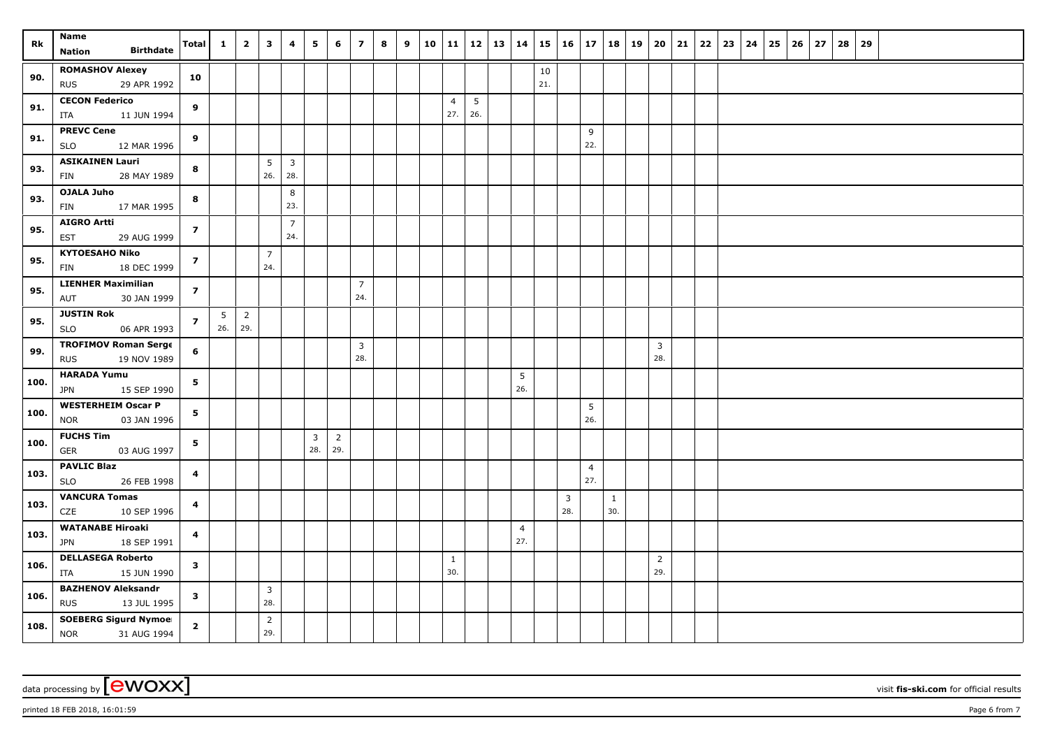| Rk | Name Nation Birthdate | Total | 1 | 2 | 3 | 4 | 5 | 6 | 7 | 8 | 9 | 10 | 11 | 12 | 13 | 14 | 15 | 16 | 17 | 18 | 19 | 20 | 21 | 22 | 23 | 24 | 25 | 26 | 27 | 28 | 29 |
|---|---|---|---|---|---|---|---|---|---|---|---|---|---|---|---|---|---|---|---|---|---|---|---|---|---|---|---|---|---|---|---|
| 90. | ROMASHOV Alexey RUS 29 APR 1992 | 10 | | | | | | | | | | | | | | | 10 21. | | | | | | | | | | | | | | |
| 91. | CECON Federico ITA 11 JUN 1994 | 9 | | | | | | | | | | | 4 27. | 5 26. | | | | | | | | | | | | | | | | | |
| 91. | PREVC Cene SLO 12 MAR 1996 | 9 | | | | | | | | | | | | | | | | | 9 22. | | | | | | | | | | | | |
| 93. | ASIKAINEN Lauri FIN 28 MAY 1989 | 8 | | | 5 26. | 3 28. | | | | | | | | | | | | | | | | | | | | | | | | | |
| 93. | OJALA Juho FIN 17 MAR 1995 | 8 | | | | 8 23. | | | | | | | | | | | | | | | | | | | | | | | | | |
| 95. | AIGRO Artti EST 29 AUG 1999 | 7 | | | | 7 24. | | | | | | | | | | | | | | | | | | | | | | | | | |
| 95. | KYTOESAHO Niko FIN 18 DEC 1999 | 7 | | | 7 24. | | | | | | | | | | | | | | | | | | | | | | | | | | |
| 95. | LIENHER Maximilian AUT 30 JAN 1999 | 7 | | | | | | | 7 24. | | | | | | | | | | | | | | | | | | | | | | |
| 95. | JUSTIN Rok SLO 06 APR 1993 | 7 | 5 26. | 2 29. | | | | | | | | | | | | | | | | | | | | | | | | | | | |
| 99. | TROFIMOV Roman Serge RUS 19 NOV 1989 | 6 | | | | | | | 3 28. | | | | | | | | | | | | | 3 28. | | | | | | | | | |
| 100. | HARADA Yumu JPN 15 SEP 1990 | 5 | | | | | | | | | | | | | | 5 26. | | | | | | | | | | | | | | | |
| 100. | WESTERHEIM Oscar P NOR 03 JAN 1996 | 5 | | | | | | | | | | | | | | | | | 5 26. | | | | | | | | | | | | |
| 100. | FUCHS Tim GER 03 AUG 1997 | 5 | | | | | 3 28. | 2 29. | | | | | | | | | | | | | | | | | | | | | | | |
| 103. | PAVLIC Blaz SLO 26 FEB 1998 | 4 | | | | | | | | | | | | | | | | | 4 27. | | | | | | | | | | | | |
| 103. | VANCURA Tomas CZE 10 SEP 1996 | 4 | | | | | | | | | | | | | | | | 3 28. | | 1 30. | | | | | | | | | | | |
| 103. | WATANABE Hiroaki JPN 18 SEP 1991 | 4 | | | | | | | | | | | | | | 4 27. | | | | | | | | | | | | | | | |
| 106. | DELLASEGA Roberto ITA 15 JUN 1990 | 3 | | | | | | | | | | | 1 30. | | | | | | | | | 2 29. | | | | | | | | | |
| 106. | BAZHENOV Aleksandr RUS 13 JUL 1995 | 3 | | | 3 28. | | | | | | | | | | | | | | | | | | | | | | | | | | |
| 108. | SOEBERG Sigurd Nymoe NOR 31 AUG 1994 | 2 | | | 2 29. | | | | | | | | | | | | | | | | | | | | | | | | | | |

data processing by [ewoxx] visit fis-ski.com for official results

printed 18 FEB 2018, 16:01:59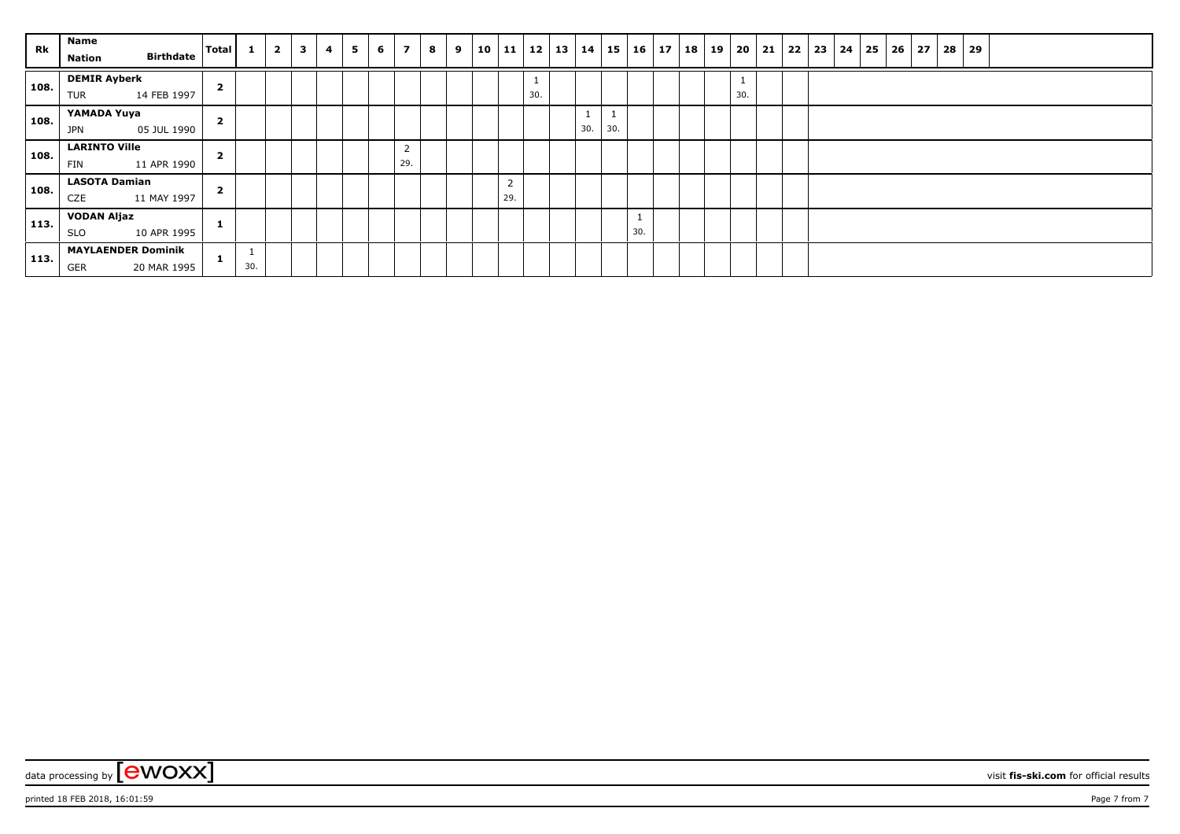| Rk | Name | Nation | Birthdate | Total | 1 | 2 | 3 | 4 | 5 | 6 | 7 | 8 | 9 | 10 | 11 | 12 | 13 | 14 | 15 | 16 | 17 | 18 | 19 | 20 | 21 | 22 | 23 | 24 | 25 | 26 | 27 | 28 | 29 |
|---|---|---|---|---|---|---|---|---|---|---|---|---|---|---|---|---|---|---|---|---|---|---|---|---|---|---|---|---|---|---|---|---|---|
| 108. | **DEMIR Ayberk** | TUR | 14 FEB 1997 | **2** | | | | | | | | | | | | 1 30. | | | | | | | | 1 30. | | | | | | | | | |
| 108. | **YAMADA Yuya** | JPN | 05 JUL 1990 | **2** | | | | | | | | | | | | | | 1 30. | 1 30. | | | | | | | | | | | | | | |
| 108. | **LARINTO Ville** | FIN | 11 APR 1990 | **2** | | | | | | | 2 29. | | | | | | | | | | | | | | | | | | | | | | |
| 108. | **LASOTA Damian** | CZE | 11 MAY 1997 | **2** | | | | | | | | | | | 2 29. | | | | | | | | | | | | | | | | | | |
| 113. | **VODAN Aljaz** | SLO | 10 APR 1995 | **1** | | | | | | | | | | | | | | | | 1 30. | | | | | | | | | | | | | |
| 113. | **MAYLAENDER Dominik** | GER | 20 MAR 1995 | **1** | 1 30. | | | | | | | | | | | | | | | | | | | | | | | | | | | | |

data processing by [ewoxx]

visit **fis-ski.com** for official results

printed 18 FEB 2018, 16:01:59